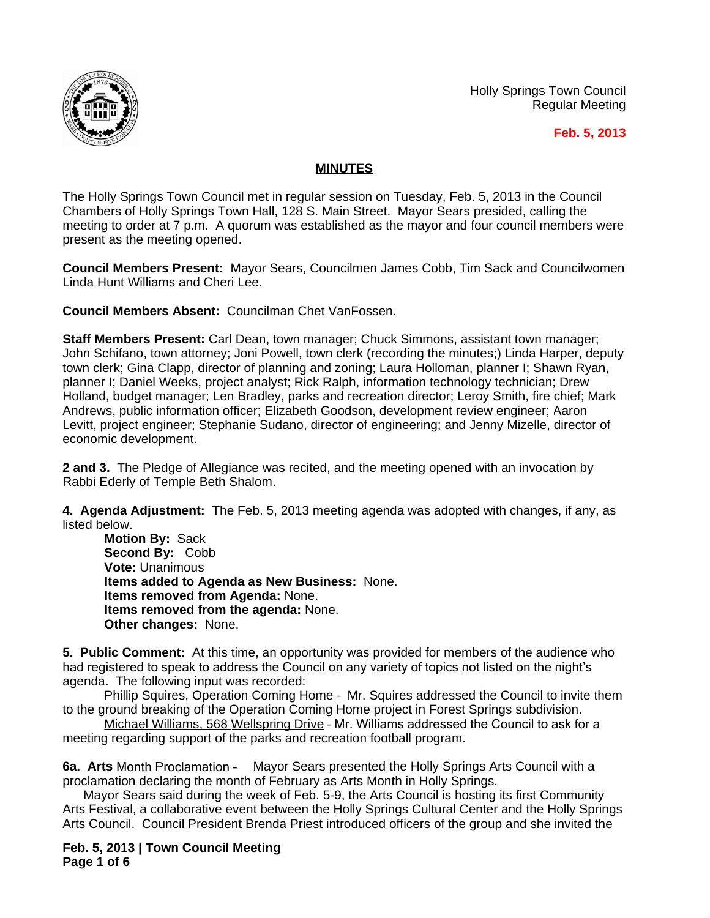Holly Springs Town Council
Regular Meeting

**Feb. 5, 2013**

## MINUTES

The Holly Springs Town Council met in regular session on Tuesday, Feb. 5, 2013 in the Council Chambers of Holly Springs Town Hall, 128 S. Main Street. Mayor Sears presided, calling the meeting to order at 7 p.m. A quorum was established as the mayor and four council members were present as the meeting opened.

**Council Members Present:** Mayor Sears, Councilmen James Cobb, Tim Sack and Councilwomen Linda Hunt Williams and Cheri Lee.

**Council Members Absent:** Councilman Chet VanFossen.

**Staff Members Present:** Carl Dean, town manager; Chuck Simmons, assistant town manager; John Schifano, town attorney; Joni Powell, town clerk (recording the minutes;) Linda Harper, deputy town clerk; Gina Clapp, director of planning and zoning; Laura Holloman, planner I; Shawn Ryan, planner I; Daniel Weeks, project analyst; Rick Ralph, information technology technician; Drew Holland, budget manager; Len Bradley, parks and recreation director; Leroy Smith, fire chief; Mark Andrews, public information officer; Elizabeth Goodson, development review engineer; Aaron Levitt, project engineer; Stephanie Sudano, director of engineering; and Jenny Mizelle, director of economic development.

**2 and 3.** The Pledge of Allegiance was recited, and the meeting opened with an invocation by Rabbi Ederly of Temple Beth Shalom.

**4. Agenda Adjustment:** The Feb. 5, 2013 meeting agenda was adopted with changes, if any, as listed below.

> **Motion By:** Sack
> **Second By:** Cobb
> **Vote:** Unanimous
> **Items added to Agenda as New Business:** None.
> **Items removed from Agenda:** None.
> **Items removed from the agenda:** None.
> **Other changes:** None.

**5. Public Comment:** At this time, an opportunity was provided for members of the audience who had registered to speak to address the Council on any variety of topics not listed on the night's agenda. The following input was recorded:

Phillip Squires, Operation Coming Home - Mr. Squires addressed the Council to invite them to the ground breaking of the Operation Coming Home project in Forest Springs subdivision.

Michael Williams, 568 Wellspring Drive - Mr. Williams addressed the Council to ask for a meeting regarding support of the parks and recreation football program.

**6a. Arts** Month Proclamation – Mayor Sears presented the Holly Springs Arts Council with a proclamation declaring the month of February as Arts Month in Holly Springs.

Mayor Sears said during the week of Feb. 5-9, the Arts Council is hosting its first Community Arts Festival, a collaborative event between the Holly Springs Cultural Center and the Holly Springs Arts Council. Council President Brenda Priest introduced officers of the group and she invited the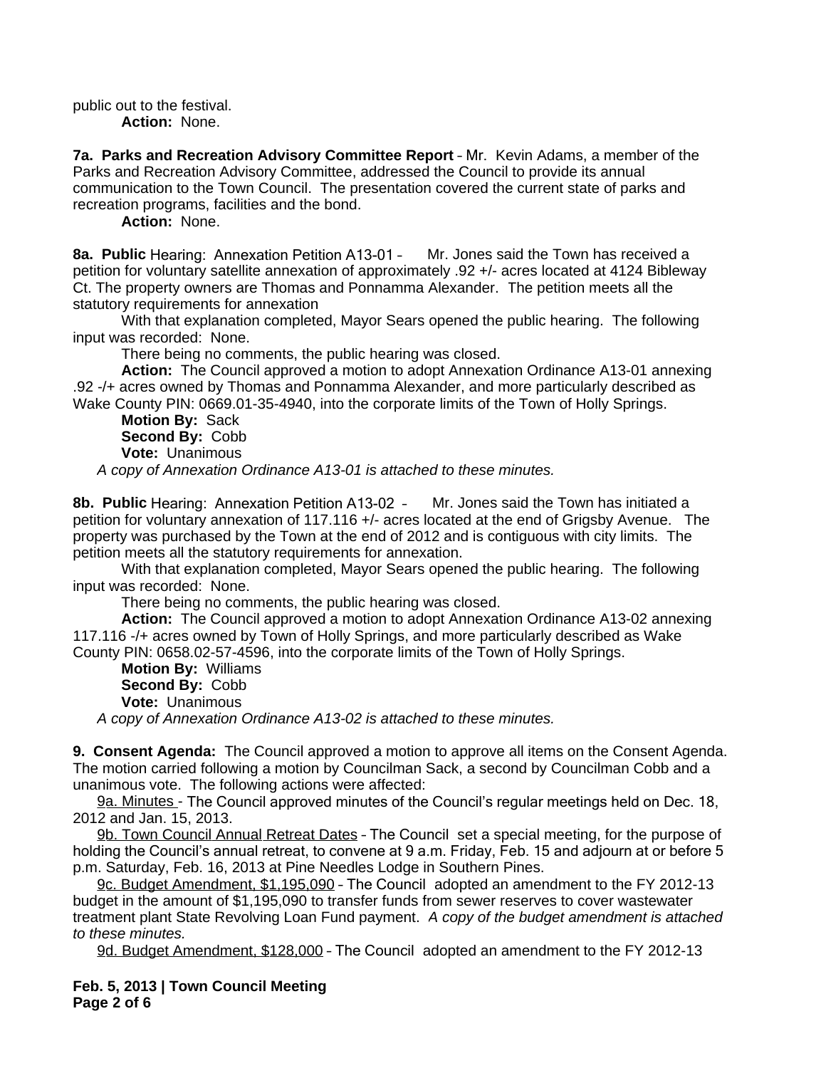public out to the festival.

**Action:** None.

**7a. Parks and Recreation Advisory Committee Report** – Mr. Kevin Adams, a member of the Parks and Recreation Advisory Committee, addressed the Council to provide its annual communication to the Town Council. The presentation covered the current state of parks and recreation programs, facilities and the bond.

**Action:** None.

**8a. Public** Hearing: Annexation Petition A13-01 – Mr. Jones said the Town has received a petition for voluntary satellite annexation of approximately .92 +/- acres located at 4124 Bibleway Ct. The property owners are Thomas and Ponnamma Alexander. The petition meets all the statutory requirements for annexation

With that explanation completed, Mayor Sears opened the public hearing. The following input was recorded: None.

There being no comments, the public hearing was closed.

**Action:** The Council approved a motion to adopt Annexation Ordinance A13-01 annexing .92 -/+ acres owned by Thomas and Ponnamma Alexander, and more particularly described as Wake County PIN: 0669.01-35-4940, into the corporate limits of the Town of Holly Springs.

**Motion By:** Sack
**Second By:** Cobb
**Vote:** Unanimous

*A copy of Annexation Ordinance A13-01 is attached to these minutes.*

**8b. Public** Hearing: Annexation Petition A13-02 – Mr. Jones said the Town has initiated a petition for voluntary annexation of 117.116 +/- acres located at the end of Grigsby Avenue. The property was purchased by the Town at the end of 2012 and is contiguous with city limits. The petition meets all the statutory requirements for annexation.

With that explanation completed, Mayor Sears opened the public hearing. The following input was recorded: None.

There being no comments, the public hearing was closed.

**Action:** The Council approved a motion to adopt Annexation Ordinance A13-02 annexing 117.116 -/+ acres owned by Town of Holly Springs, and more particularly described as Wake County PIN: 0658.02-57-4596, into the corporate limits of the Town of Holly Springs.

**Motion By:** Williams
**Second By:** Cobb
**Vote:** Unanimous

*A copy of Annexation Ordinance A13-02 is attached to these minutes.*

**9. Consent Agenda:** The Council approved a motion to approve all items on the Consent Agenda. The motion carried following a motion by Councilman Sack, a second by Councilman Cobb and a unanimous vote. The following actions were affected:

9a. Minutes - The Council approved minutes of the Council's regular meetings held on Dec. 18, 2012 and Jan. 15, 2013.

9b. Town Council Annual Retreat Dates – The Council set a special meeting, for the purpose of holding the Council's annual retreat, to convene at 9 a.m. Friday, Feb. 15 and adjourn at or before 5 p.m. Saturday, Feb. 16, 2013 at Pine Needles Lodge in Southern Pines.

9c. Budget Amendment, $1,195,090 – The Council adopted an amendment to the FY 2012-13 budget in the amount of $1,195,090 to transfer funds from sewer reserves to cover wastewater treatment plant State Revolving Loan Fund payment. *A copy of the budget amendment is attached to these minutes.*

9d. Budget Amendment, $128,000 – The Council adopted an amendment to the FY 2012-13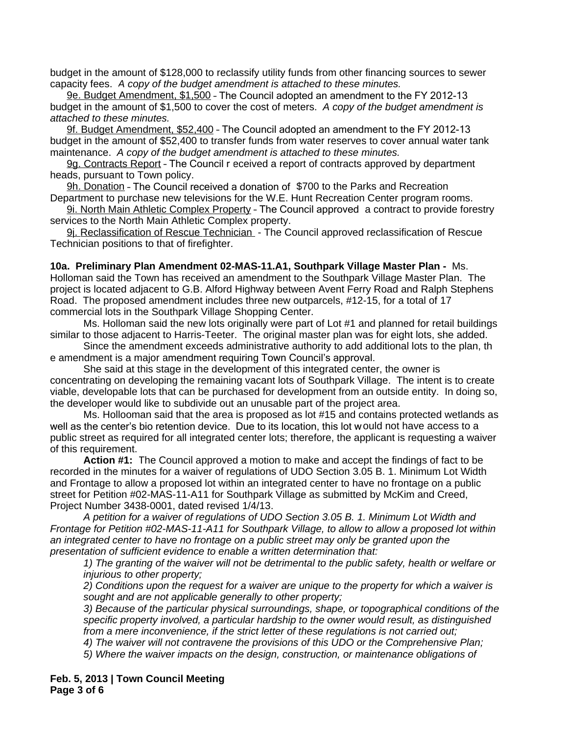budget in the amount of $128,000 to reclassify utility funds from other financing sources to sewer capacity fees. *A copy of the budget amendment is attached to these minutes.*

9e. Budget Amendment, $1,500 – The Council adopted an amendment to the FY 2012-13 budget in the amount of $1,500 to cover the cost of meters. *A copy of the budget amendment is attached to these minutes.*

9f. Budget Amendment, $52,400 – The Council adopted an amendment to the FY 2012-13 budget in the amount of $52,400 to transfer funds from water reserves to cover annual water tank maintenance. *A copy of the budget amendment is attached to these minutes.*

9g. Contracts Report – The Council r eceived a report of contracts approved by department heads, pursuant to Town policy.

9h. Donation – The Council received a donation of $700 to the Parks and Recreation Department to purchase new televisions for the W.E. Hunt Recreation Center program rooms.

9i. North Main Athletic Complex Property – The Council approved a contract to provide forestry services to the North Main Athletic Complex property.

9j. Reclassification of Rescue Technician - The Council approved reclassification of Rescue Technician positions to that of firefighter.

**10a. Preliminary Plan Amendment 02-MAS-11.A1, Southpark Village Master Plan -** Ms. Holloman said the Town has received an amendment to the Southpark Village Master Plan. The project is located adjacent to G.B. Alford Highway between Avent Ferry Road and Ralph Stephens Road. The proposed amendment includes three new outparcels, #12-15, for a total of 17 commercial lots in the Southpark Village Shopping Center.

Ms. Holloman said the new lots originally were part of Lot #1 and planned for retail buildings similar to those adjacent to Harris-Teeter. The original master plan was for eight lots, she added.

Since the amendment exceeds administrative authority to add additional lots to the plan, th e amendment is a major amendment requiring Town Council's approval.

She said at this stage in the development of this integrated center, the owner is concentrating on developing the remaining vacant lots of Southpark Village. The intent is to create viable, developable lots that can be purchased for development from an outside entity. In doing so, the developer would like to subdivide out an unusable part of the project area.

Ms. Hollooman said that the area is proposed as lot #15 and contains protected wetlands as well as the center's bio retention device. Due to its location, this lot would not have access to a public street as required for all integrated center lots; therefore, the applicant is requesting a waiver of this requirement.

**Action #1:** The Council approved a motion to make and accept the findings of fact to be recorded in the minutes for a waiver of regulations of UDO Section 3.05 B. 1. Minimum Lot Width and Frontage to allow a proposed lot within an integrated center to have no frontage on a public street for Petition #02-MAS-11-A11 for Southpark Village as submitted by McKim and Creed, Project Number 3438-0001, dated revised 1/4/13.

*A petition for a waiver of regulations of UDO Section 3.05 B. 1. Minimum Lot Width and Frontage for Petition #02-MAS-11-A11 for Southpark Village, to allow to allow a proposed lot within an integrated center to have no frontage on a public street may only be granted upon the presentation of sufficient evidence to enable a written determination that:*

*1) The granting of the waiver will not be detrimental to the public safety, health or welfare or injurious to other property;*

*2) Conditions upon the request for a waiver are unique to the property for which a waiver is sought and are not applicable generally to other property;*

*3) Because of the particular physical surroundings, shape, or topographical conditions of the specific property involved, a particular hardship to the owner would result, as distinguished from a mere inconvenience, if the strict letter of these regulations is not carried out;*

*4) The waiver will not contravene the provisions of this UDO or the Comprehensive Plan;*

*5) Where the waiver impacts on the design, construction, or maintenance obligations of*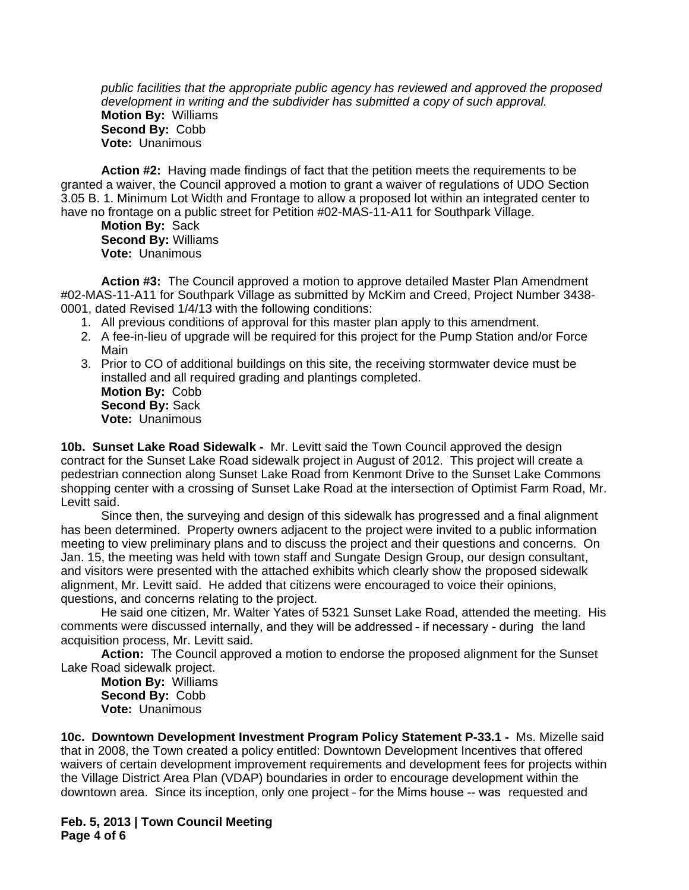*public facilities that the appropriate public agency has reviewed and approved the proposed development in writing and the subdivider has submitted a copy of such approval.*
**Motion By:** Williams
**Second By:** Cobb
**Vote:** Unanimous

**Action #2:** Having made findings of fact that the petition meets the requirements to be granted a waiver, the Council approved a motion to grant a waiver of regulations of UDO Section 3.05 B. 1. Minimum Lot Width and Frontage to allow a proposed lot within an integrated center to have no frontage on a public street for Petition #02-MAS-11-A11 for Southpark Village.
**Motion By:** Sack
**Second By:** Williams
**Vote:** Unanimous

**Action #3:** The Council approved a motion to approve detailed Master Plan Amendment #02-MAS-11-A11 for Southpark Village as submitted by McKim and Creed, Project Number 3438-0001, dated Revised 1/4/13 with the following conditions:

1. All previous conditions of approval for this master plan apply to this amendment.
2. A fee-in-lieu of upgrade will be required for this project for the Pump Station and/or Force Main
3. Prior to CO of additional buildings on this site, the receiving stormwater device must be installed and all required grading and plantings completed.

**Motion By:** Cobb
**Second By:** Sack
**Vote:** Unanimous

**10b. Sunset Lake Road Sidewalk -** Mr. Levitt said the Town Council approved the design contract for the Sunset Lake Road sidewalk project in August of 2012. This project will create a pedestrian connection along Sunset Lake Road from Kenmont Drive to the Sunset Lake Commons shopping center with a crossing of Sunset Lake Road at the intersection of Optimist Farm Road, Mr. Levitt said.

Since then, the surveying and design of this sidewalk has progressed and a final alignment has been determined. Property owners adjacent to the project were invited to a public information meeting to view preliminary plans and to discuss the project and their questions and concerns. On Jan. 15, the meeting was held with town staff and Sungate Design Group, our design consultant, and visitors were presented with the attached exhibits which clearly show the proposed sidewalk alignment, Mr. Levitt said. He added that citizens were encouraged to voice their opinions, questions, and concerns relating to the project.

He said one citizen, Mr. Walter Yates of 5321 Sunset Lake Road, attended the meeting. His comments were discussed internally, and they will be addressed - if necessary - during the land acquisition process, Mr. Levitt said.

**Action:** The Council approved a motion to endorse the proposed alignment for the Sunset Lake Road sidewalk project.
**Motion By:** Williams
**Second By:** Cobb
**Vote:** Unanimous

**10c. Downtown Development Investment Program Policy Statement P-33.1 -** Ms. Mizelle said that in 2008, the Town created a policy entitled: Downtown Development Incentives that offered waivers of certain development improvement requirements and development fees for projects within the Village District Area Plan (VDAP) boundaries in order to encourage development within the downtown area. Since its inception, only one project - for the Mims house -- was requested and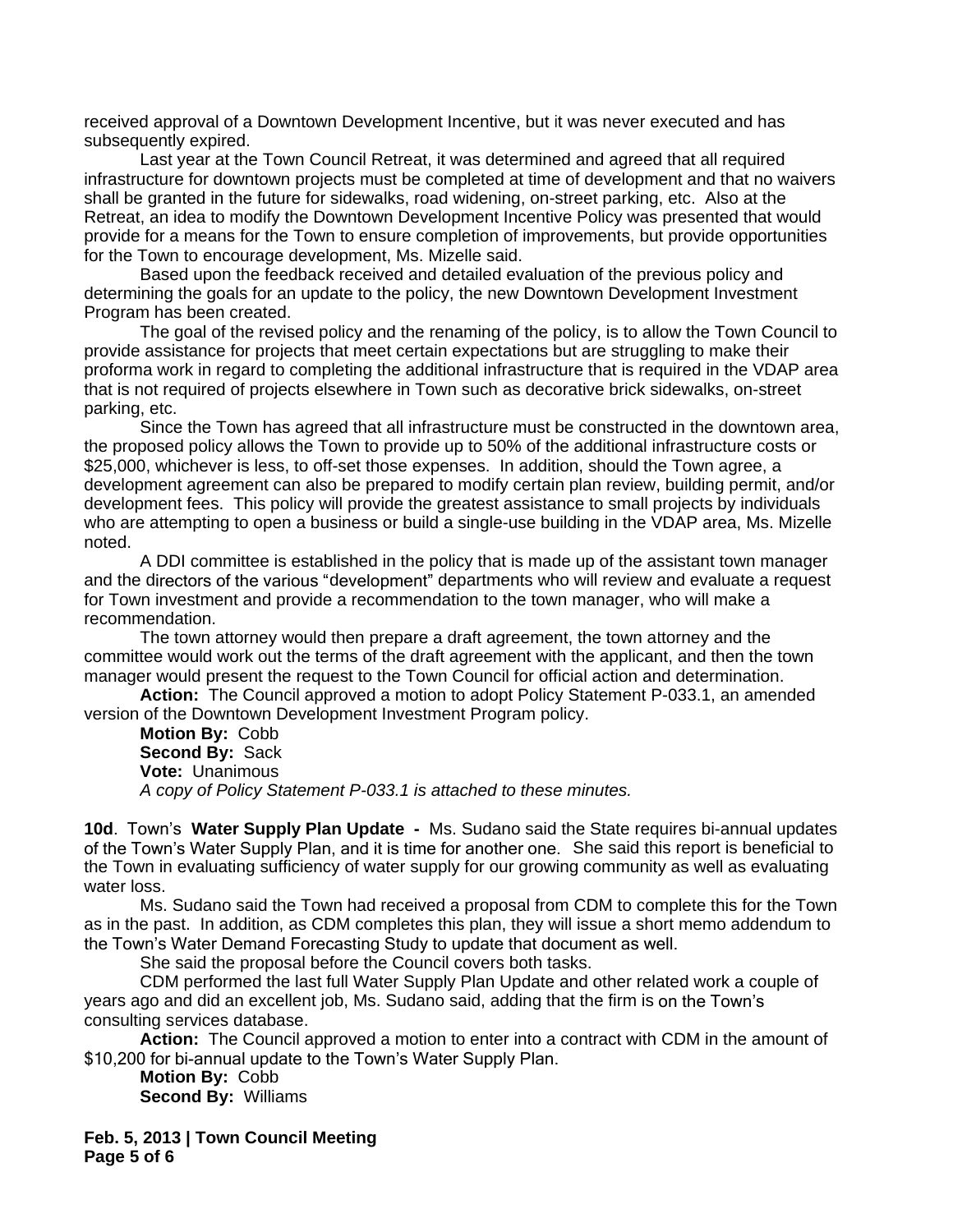received approval of a Downtown Development Incentive, but it was never executed and has subsequently expired.

Last year at the Town Council Retreat, it was determined and agreed that all required infrastructure for downtown projects must be completed at time of development and that no waivers shall be granted in the future for sidewalks, road widening, on-street parking, etc. Also at the Retreat, an idea to modify the Downtown Development Incentive Policy was presented that would provide for a means for the Town to ensure completion of improvements, but provide opportunities for the Town to encourage development, Ms. Mizelle said.

Based upon the feedback received and detailed evaluation of the previous policy and determining the goals for an update to the policy, the new Downtown Development Investment Program has been created.

The goal of the revised policy and the renaming of the policy, is to allow the Town Council to provide assistance for projects that meet certain expectations but are struggling to make their proforma work in regard to completing the additional infrastructure that is required in the VDAP area that is not required of projects elsewhere in Town such as decorative brick sidewalks, on-street parking, etc.

Since the Town has agreed that all infrastructure must be constructed in the downtown area, the proposed policy allows the Town to provide up to 50% of the additional infrastructure costs or $25,000, whichever is less, to off-set those expenses. In addition, should the Town agree, a development agreement can also be prepared to modify certain plan review, building permit, and/or development fees. This policy will provide the greatest assistance to small projects by individuals who are attempting to open a business or build a single-use building in the VDAP area, Ms. Mizelle noted.

A DDI committee is established in the policy that is made up of the assistant town manager and the directors of the various "development" departments who will review and evaluate a request for Town investment and provide a recommendation to the town manager, who will make a recommendation.

The town attorney would then prepare a draft agreement, the town attorney and the committee would work out the terms of the draft agreement with the applicant, and then the town manager would present the request to the Town Council for official action and determination.

**Action:** The Council approved a motion to adopt Policy Statement P-033.1, an amended version of the Downtown Development Investment Program policy.

**Motion By:** Cobb
**Second By:** Sack
**Vote:** Unanimous
*A copy of Policy Statement P-033.1 is attached to these minutes.*

**10d**. Town's **Water Supply Plan Update -** Ms. Sudano said the State requires bi-annual updates of the Town's Water Supply Plan, and it is time for another one. She said this report is beneficial to the Town in evaluating sufficiency of water supply for our growing community as well as evaluating water loss.

Ms. Sudano said the Town had received a proposal from CDM to complete this for the Town as in the past. In addition, as CDM completes this plan, they will issue a short memo addendum to the Town's Water Demand Forecasting Study to update that document as well.

She said the proposal before the Council covers both tasks.

CDM performed the last full Water Supply Plan Update and other related work a couple of years ago and did an excellent job, Ms. Sudano said, adding that the firm is on the Town's consulting services database.

**Action:** The Council approved a motion to enter into a contract with CDM in the amount of $10,200 for bi-annual update to the Town's Water Supply Plan.

**Motion By:** Cobb
**Second By:** Williams

**Feb. 5, 2013 | Town Council Meeting**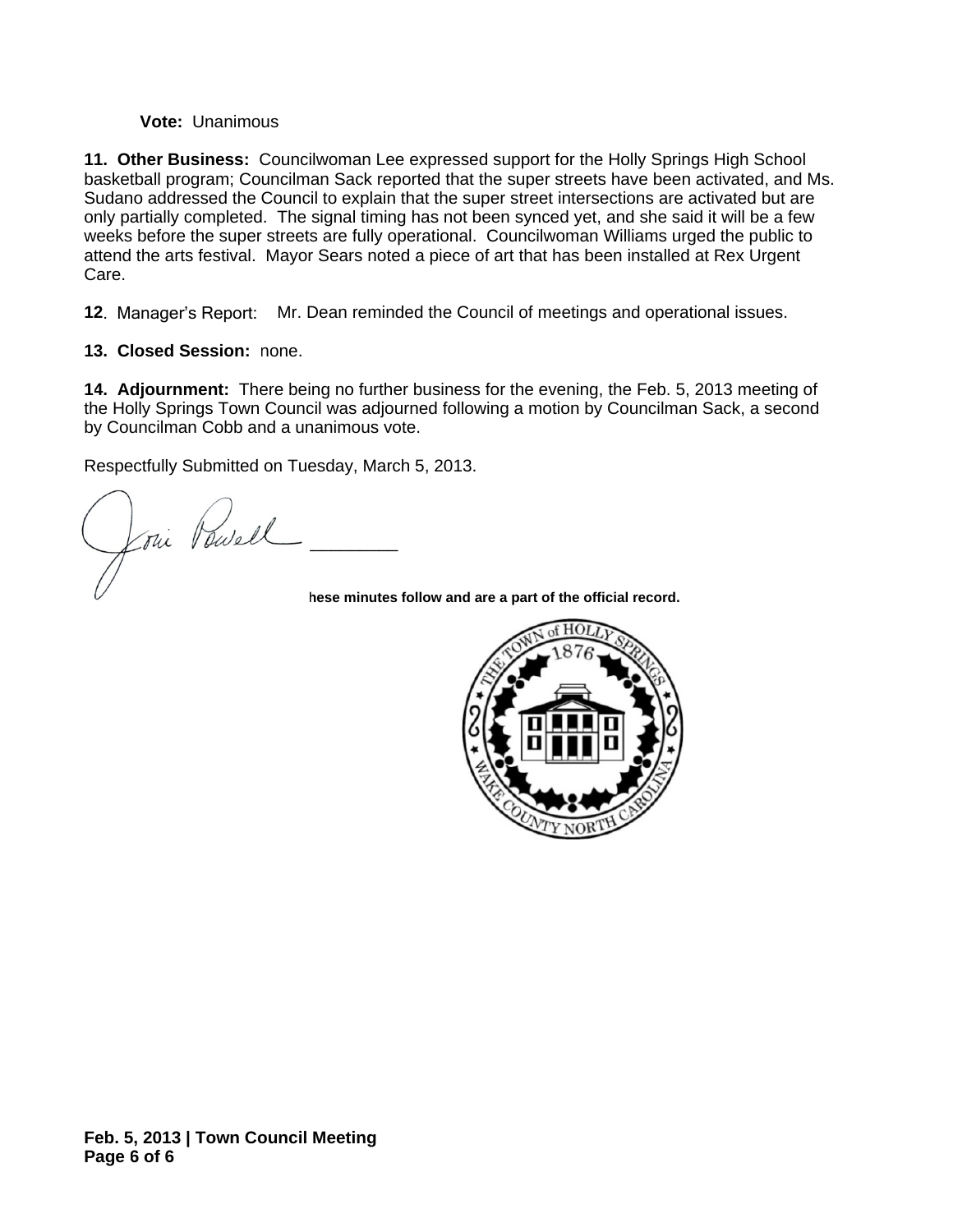**Vote:** Unanimous

**11. Other Business:** Councilwoman Lee expressed support for the Holly Springs High School basketball program; Councilman Sack reported that the super streets have been activated, and Ms. Sudano addressed the Council to explain that the super street intersections are activated but are only partially completed. The signal timing has not been synced yet, and she said it will be a few weeks before the super streets are fully operational. Councilwoman Williams urged the public to attend the arts festival. Mayor Sears noted a piece of art that has been installed at Rex Urgent Care.

**12**. Manager's Report: Mr. Dean reminded the Council of meetings and operational issues.

**13. Closed Session:** none.

**14. Adjournment:** There being no further business for the evening, the Feb. 5, 2013 meeting of the Holly Springs Town Council was adjourned following a motion by Councilman Sack, a second by Councilman Cobb and a unanimous vote.

Respectfully Submitted on Tuesday, March 5, 2013.

Joni Powell _______

**hese minutes follow and are a part of the official record.**

THE TOWN of HOLLY SPRINGS 1876 WAKE COUNTY NORTH CAROLINA